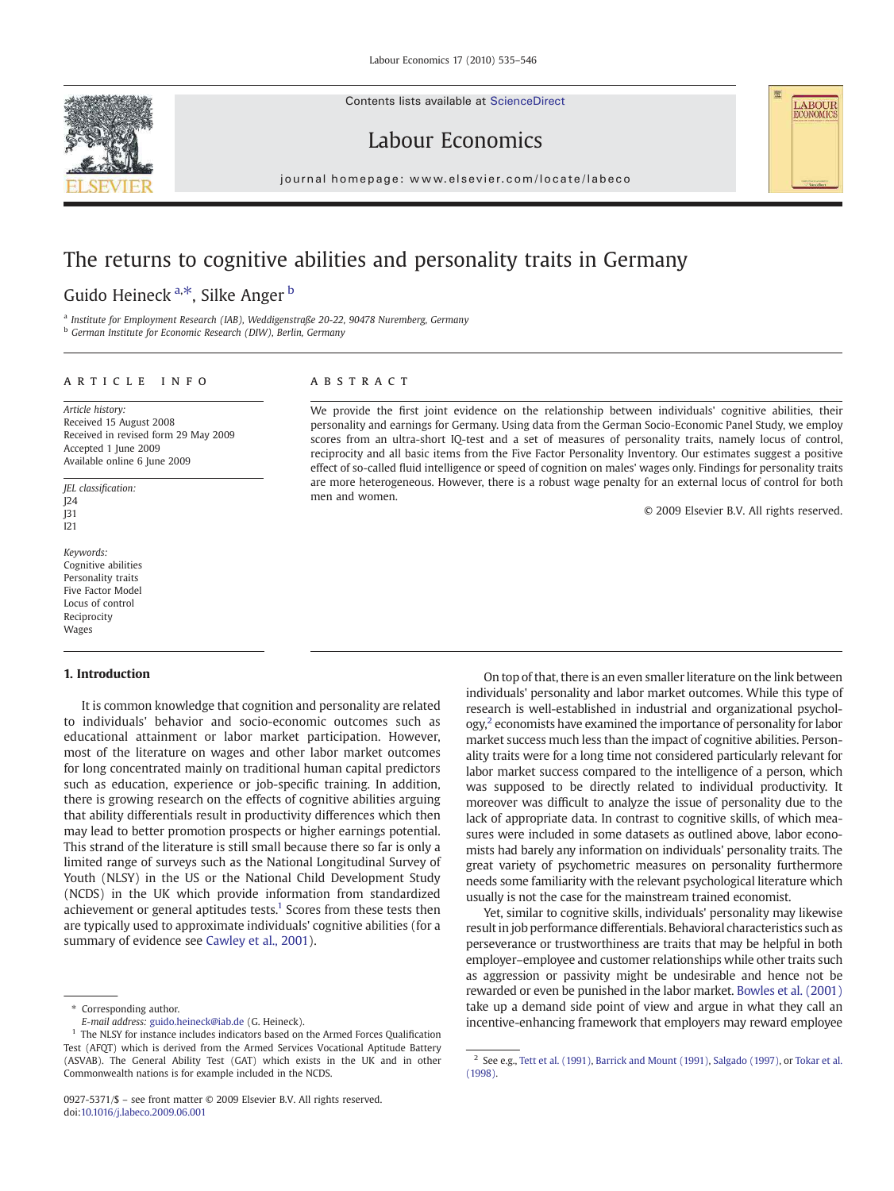Contents lists available at ScienceDirect

Labour Economics

journal homepage: www.elsevier.com/locate/labeco

# The returns to cognitive abilities and personality traits in Germany

Guido Heineck [a,*], Silke Anger [b]

[a] Institute for Employment Research (IAB), Weddigenstraße 20-22, 90478 Nuremberg, Germany
[b] German Institute for Economic Research (DIW), Berlin, Germany

ARTICLE INFO

*Article history:*
Received 15 August 2008
Received in revised form 29 May 2009
Accepted 1 June 2009
Available online 6 June 2009

*JEL classification:*
J24
J31
I21

*Keywords:*
Cognitive abilities
Personality traits
Five Factor Model
Locus of control
Reciprocity
Wages

ABSTRACT

We provide the first joint evidence on the relationship between individuals' cognitive abilities, their personality and earnings for Germany. Using data from the German Socio-Economic Panel Study, we employ scores from an ultra-short IQ-test and a set of measures of personality traits, namely locus of control, reciprocity and all basic items from the Five Factor Personality Inventory. Our estimates suggest a positive effect of so-called fluid intelligence or speed of cognition on males' wages only. Findings for personality traits are more heterogeneous. However, there is a robust wage penalty for an external locus of control for both men and women.

© 2009 Elsevier B.V. All rights reserved.

## 1. Introduction

It is common knowledge that cognition and personality are related to individuals' behavior and socio-economic outcomes such as educational attainment or labor market participation. However, most of the literature on wages and other labor market outcomes for long concentrated mainly on traditional human capital predictors such as education, experience or job-specific training. In addition, there is growing research on the effects of cognitive abilities arguing that ability differentials result in productivity differences which then may lead to better promotion prospects or higher earnings potential. This strand of the literature is still small because there so far is only a limited range of surveys such as the National Longitudinal Survey of Youth (NLSY) in the US or the National Child Development Study (NCDS) in the UK which provide information from standardized achievement or general aptitudes tests.[1] Scores from these tests then are typically used to approximate individuals' cognitive abilities (for a summary of evidence see Cawley et al., 2001).

On top of that, there is an even smaller literature on the link between individuals' personality and labor market outcomes. While this type of research is well-established in industrial and organizational psychology,[2] economists have examined the importance of personality for labor market success much less than the impact of cognitive abilities. Personality traits were for a long time not considered particularly relevant for labor market success compared to the intelligence of a person, which was supposed to be directly related to individual productivity. It moreover was difficult to analyze the issue of personality due to the lack of appropriate data. In contrast to cognitive skills, of which measures were included in some datasets as outlined above, labor economists had barely any information on individuals' personality traits. The great variety of psychometric measures on personality furthermore needs some familiarity with the relevant psychological literature which usually is not the case for the mainstream trained economist.

Yet, similar to cognitive skills, individuals' personality may likewise result in job performance differentials. Behavioral characteristics such as perseverance or trustworthiness are traits that may be helpful in both employer–employee and customer relationships while other traits such as aggression or passivity might be undesirable and hence not be rewarded or even be punished in the labor market. Bowles et al. (2001) take up a demand side point of view and argue in what they call an incentive-enhancing framework that employers may reward employee

\* Corresponding author.
E-mail address: guido.heineck@iab.de (G. Heineck).

[1] The NLSY for instance includes indicators based on the Armed Forces Qualification Test (AFQT) which is derived from the Armed Services Vocational Aptitude Battery (ASVAB). The General Ability Test (GAT) which exists in the UK and in other Commonwealth nations is for example included in the NCDS.

[2] See e.g., Tett et al. (1991), Barrick and Mount (1991), Salgado (1997), or Tokar et al. (1998).

0927-5371/$ – see front matter © 2009 Elsevier B.V. All rights reserved.
doi:10.1016/j.labeco.2009.06.001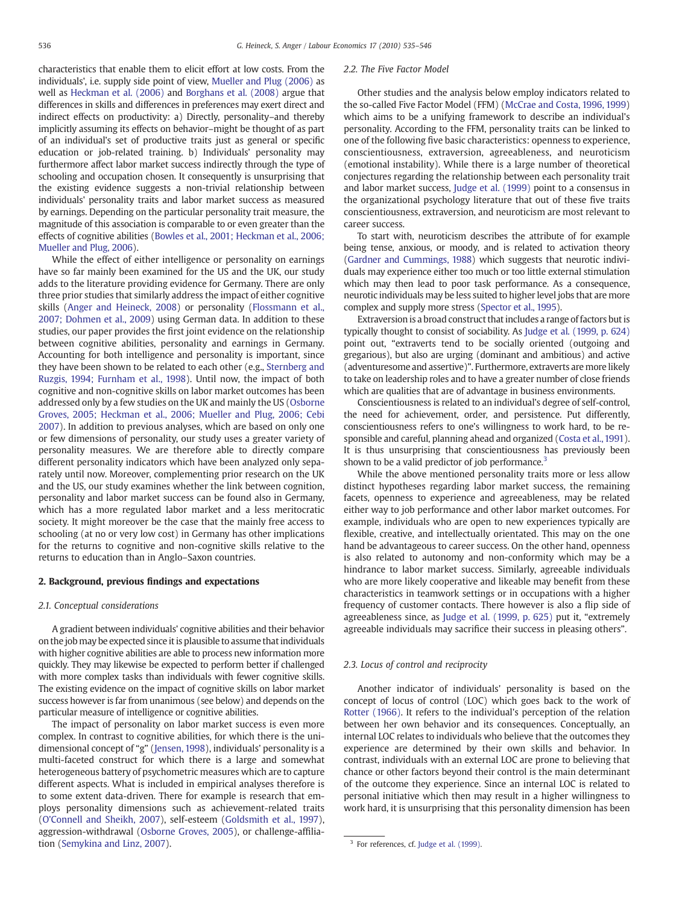characteristics that enable them to elicit effort at low costs. From the individuals', i.e. supply side point of view, Mueller and Plug (2006) as well as Heckman et al. (2006) and Borghans et al. (2008) argue that differences in skills and differences in preferences may exert direct and indirect effects on productivity: a) Directly, personality–and thereby implicitly assuming its effects on behavior–might be thought of as part of an individual's set of productive traits just as general or specific education or job-related training. b) Individuals' personality may furthermore affect labor market success indirectly through the type of schooling and occupation chosen. It consequently is unsurprising that the existing evidence suggests a non-trivial relationship between individuals' personality traits and labor market success as measured by earnings. Depending on the particular personality trait measure, the magnitude of this association is comparable to or even greater than the effects of cognitive abilities (Bowles et al., 2001; Heckman et al., 2006; Mueller and Plug, 2006).

While the effect of either intelligence or personality on earnings have so far mainly been examined for the US and the UK, our study adds to the literature providing evidence for Germany. There are only three prior studies that similarly address the impact of either cognitive skills (Anger and Heineck, 2008) or personality (Flossmann et al., 2007; Dohmen et al., 2009) using German data. In addition to these studies, our paper provides the first joint evidence on the relationship between cognitive abilities, personality and earnings in Germany. Accounting for both intelligence and personality is important, since they have been shown to be related to each other (e.g., Sternberg and Ruzgis, 1994; Furnham et al., 1998). Until now, the impact of both cognitive and non-cognitive skills on labor market outcomes has been addressed only by a few studies on the UK and mainly the US (Osborne Groves, 2005; Heckman et al., 2006; Mueller and Plug, 2006; Cebi 2007). In addition to previous analyses, which are based on only one or few dimensions of personality, our study uses a greater variety of personality measures. We are therefore able to directly compare different personality indicators which have been analyzed only separately until now. Moreover, complementing prior research on the UK and the US, our study examines whether the link between cognition, personality and labor market success can be found also in Germany, which has a more regulated labor market and a less meritocratic society. It might moreover be the case that the mainly free access to schooling (at no or very low cost) in Germany has other implications for the returns to cognitive and non-cognitive skills relative to the returns to education than in Anglo–Saxon countries.

## 2. Background, previous findings and expectations

### 2.1. Conceptual considerations

A gradient between individuals' cognitive abilities and their behavior on the job may be expected since it is plausible to assume that individuals with higher cognitive abilities are able to process new information more quickly. They may likewise be expected to perform better if challenged with more complex tasks than individuals with fewer cognitive skills. The existing evidence on the impact of cognitive skills on labor market success however is far from unanimous (see below) and depends on the particular measure of intelligence or cognitive abilities.

The impact of personality on labor market success is even more complex. In contrast to cognitive abilities, for which there is the unidimensional concept of "g" (Jensen, 1998), individuals' personality is a multi-faceted construct for which there is a large and somewhat heterogeneous battery of psychometric measures which are to capture different aspects. What is included in empirical analyses therefore is to some extent data-driven. There for example is research that employs personality dimensions such as achievement-related traits (O'Connell and Sheikh, 2007), self-esteem (Goldsmith et al., 1997), aggression-withdrawal (Osborne Groves, 2005), or challenge-affiliation (Semykina and Linz, 2007).

### 2.2. The Five Factor Model

Other studies and the analysis below employ indicators related to the so-called Five Factor Model (FFM) (McCrae and Costa, 1996, 1999) which aims to be a unifying framework to describe an individual's personality. According to the FFM, personality traits can be linked to one of the following five basic characteristics: openness to experience, conscientiousness, extraversion, agreeableness, and neuroticism (emotional instability). While there is a large number of theoretical conjectures regarding the relationship between each personality trait and labor market success, Judge et al. (1999) point to a consensus in the organizational psychology literature that out of these five traits conscientiousness, extraversion, and neuroticism are most relevant to career success.

To start with, neuroticism describes the attribute of for example being tense, anxious, or moody, and is related to activation theory (Gardner and Cummings, 1988) which suggests that neurotic individuals may experience either too much or too little external stimulation which may then lead to poor task performance. As a consequence, neurotic individuals may be less suited to higher level jobs that are more complex and supply more stress (Spector et al., 1995).

Extraversion is a broad construct that includes a range of factors but is typically thought to consist of sociability. As Judge et al. (1999, p. 624) point out, "extraverts tend to be socially oriented (outgoing and gregarious), but also are urging (dominant and ambitious) and active (adventuresome and assertive)". Furthermore, extraverts are more likely to take on leadership roles and to have a greater number of close friends which are qualities that are of advantage in business environments.

Conscientiousness is related to an individual's degree of self-control, the need for achievement, order, and persistence. Put differently, conscientiousness refers to one's willingness to work hard, to be responsible and careful, planning ahead and organized (Costa et al., 1991). It is thus unsurprising that conscientiousness has previously been shown to be a valid predictor of job performance.[3]

While the above mentioned personality traits more or less allow distinct hypotheses regarding labor market success, the remaining facets, openness to experience and agreeableness, may be related either way to job performance and other labor market outcomes. For example, individuals who are open to new experiences typically are flexible, creative, and intellectually orientated. This may on the one hand be advantageous to career success. On the other hand, openness is also related to autonomy and non-conformity which may be a hindrance to labor market success. Similarly, agreeable individuals who are more likely cooperative and likeable may benefit from these characteristics in teamwork settings or in occupations with a higher frequency of customer contacts. There however is also a flip side of agreeableness since, as Judge et al. (1999, p. 625) put it, "extremely agreeable individuals may sacrifice their success in pleasing others".

### 2.3. Locus of control and reciprocity

Another indicator of individuals' personality is based on the concept of locus of control (LOC) which goes back to the work of Rotter (1966). It refers to the individual's perception of the relation between her own behavior and its consequences. Conceptually, an internal LOC relates to individuals who believe that the outcomes they experience are determined by their own skills and behavior. In contrast, individuals with an external LOC are prone to believing that chance or other factors beyond their control is the main determinant of the outcome they experience. Since an internal LOC is related to personal initiative which then may result in a higher willingness to work hard, it is unsurprising that this personality dimension has been

[3] For references, cf. Judge et al. (1999).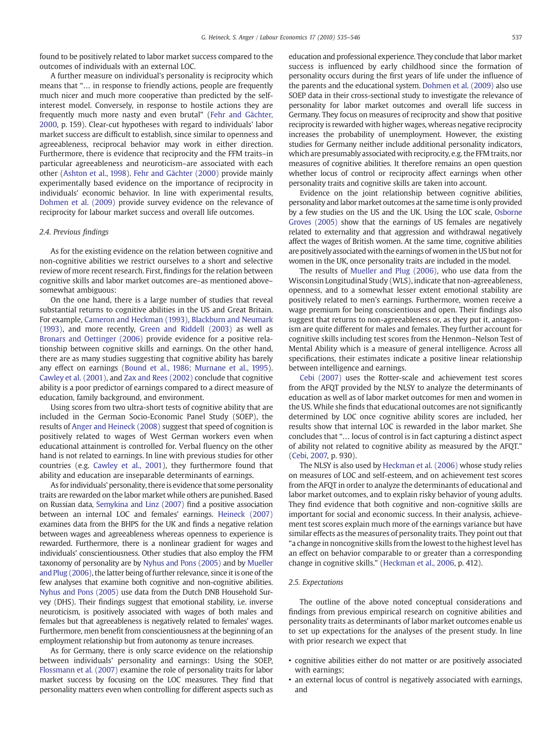found to be positively related to labor market success compared to the outcomes of individuals with an external LOC.

A further measure on individual's personality is reciprocity which means that "… in response to friendly actions, people are frequently much nicer and much more cooperative than predicted by the self-interest model. Conversely, in response to hostile actions they are frequently much more nasty and even brutal" (Fehr and Gächter, 2000, p. 159). Clear-cut hypotheses with regard to individuals' labor market success are difficult to establish, since similar to openness and agreeableness, reciprocal behavior may work in either direction. Furthermore, there is evidence that reciprocity and the FFM traits–in particular agreeableness and neuroticism–are associated with each other (Ashton et al., 1998). Fehr and Gächter (2000) provide mainly experimentally based evidence on the importance of reciprocity in individuals' economic behavior. In line with experimental results, Dohmen et al. (2009) provide survey evidence on the relevance of reciprocity for labour market success and overall life outcomes.

### 2.4. Previous findings

As for the existing evidence on the relation between cognitive and non-cognitive abilities we restrict ourselves to a short and selective review of more recent research. First, findings for the relation between cognitive skills and labor market outcomes are–as mentioned above–somewhat ambiguous:

On the one hand, there is a large number of studies that reveal substantial returns to cognitive abilities in the US and Great Britain. For example, Cameron and Heckman (1993), Blackburn and Neumark (1993), and more recently, Green and Riddell (2003) as well as Bronars and Oettinger (2006) provide evidence for a positive relationship between cognitive skills and earnings. On the other hand, there are as many studies suggesting that cognitive ability has barely any effect on earnings (Bound et al., 1986; Murnane et al., 1995). Cawley et al. (2001), and Zax and Rees (2002) conclude that cognitive ability is a poor predictor of earnings compared to a direct measure of education, family background, and environment.

Using scores from two ultra-short tests of cognitive ability that are included in the German Socio-Economic Panel Study (SOEP), the results of Anger and Heineck (2008) suggest that speed of cognition is positively related to wages of West German workers even when educational attainment is controlled for. Verbal fluency on the other hand is not related to earnings. In line with previous studies for other countries (e.g. Cawley et al., 2001), they furthermore found that ability and education are inseparable determinants of earnings.

As for individuals' personality, there is evidence that some personality traits are rewarded on the labor market while others are punished. Based on Russian data, Semykina and Linz (2007) find a positive association between an internal LOC and females' earnings. Heineck (2007) examines data from the BHPS for the UK and finds a negative relation between wages and agreeableness whereas openness to experience is rewarded. Furthermore, there is a nonlinear gradient for wages and individuals' conscientiousness. Other studies that also employ the FFM taxonomy of personality are by Nyhus and Pons (2005) and by Mueller and Plug (2006), the latter being of further relevance, since it is one of the few analyses that examine both cognitive and non-cognitive abilities. Nyhus and Pons (2005) use data from the Dutch DNB Household Survey (DHS). Their findings suggest that emotional stability, i.e. inverse neuroticism, is positively associated with wages of both males and females but that agreeableness is negatively related to females' wages. Furthermore, men benefit from conscientiousness at the beginning of an employment relationship but from autonomy as tenure increases.

As for Germany, there is only scarce evidence on the relationship between individuals' personality and earnings: Using the SOEP, Flossmann et al. (2007) examine the role of personality traits for labor market success by focusing on the LOC measures. They find that personality matters even when controlling for different aspects such as education and professional experience. They conclude that labor market success is influenced by early childhood since the formation of personality occurs during the first years of life under the influence of the parents and the educational system. Dohmen et al. (2009) also use SOEP data in their cross-sectional study to investigate the relevance of personality for labor market outcomes and overall life success in Germany. They focus on measures of reciprocity and show that positive reciprocity is rewarded with higher wages, whereas negative reciprocity increases the probability of unemployment. However, the existing studies for Germany neither include additional personality indicators, which are presumably associated with reciprocity, e.g. the FFM traits, nor measures of cognitive abilities. It therefore remains an open question whether locus of control or reciprocity affect earnings when other personality traits and cognitive skills are taken into account.

Evidence on the joint relationship between cognitive abilities, personality and labor market outcomes at the same time is only provided by a few studies on the US and the UK. Using the LOC scale, Osborne Groves (2005) show that the earnings of US females are negatively related to externality and that aggression and withdrawal negatively affect the wages of British women. At the same time, cognitive abilities are positively associated with the earnings of women in the US but not for women in the UK, once personality traits are included in the model.

The results of Mueller and Plug (2006), who use data from the Wisconsin Longitudinal Study (WLS), indicate that non-agreeableness, openness, and to a somewhat lesser extent emotional stability are positively related to men's earnings. Furthermore, women receive a wage premium for being conscientious and open. Their findings also suggest that returns to non-agreeableness or, as they put it, antagonism are quite different for males and females. They further account for cognitive skills including test scores from the Henmon–Nelson Test of Mental Ability which is a measure of general intelligence. Across all specifications, their estimates indicate a positive linear relationship between intelligence and earnings.

Cebi (2007) uses the Rotter-scale and achievement test scores from the AFQT provided by the NLSY to analyze the determinants of education as well as of labor market outcomes for men and women in the US. While she finds that educational outcomes are not significantly determined by LOC once cognitive ability scores are included, her results show that internal LOC is rewarded in the labor market. She concludes that "… locus of control is in fact capturing a distinct aspect of ability not related to cognitive ability as measured by the AFQT." (Cebi, 2007, p. 930).

The NLSY is also used by Heckman et al. (2006) whose study relies on measures of LOC and self-esteem, and on achievement test scores from the AFQT in order to analyze the determinants of educational and labor market outcomes, and to explain risky behavior of young adults. They find evidence that both cognitive and non-cognitive skills are important for social and economic success. In their analysis, achievement test scores explain much more of the earnings variance but have similar effects as the measures of personality traits. They point out that "a change in noncognitive skills from the lowest to the highest level has an effect on behavior comparable to or greater than a corresponding change in cognitive skills." (Heckman et al., 2006, p. 412).

### 2.5. Expectations

The outline of the above noted conceptual considerations and findings from previous empirical research on cognitive abilities and personality traits as determinants of labor market outcomes enable us to set up expectations for the analyses of the present study. In line with prior research we expect that

- cognitive abilities either do not matter or are positively associated with earnings;
- an external locus of control is negatively associated with earnings, and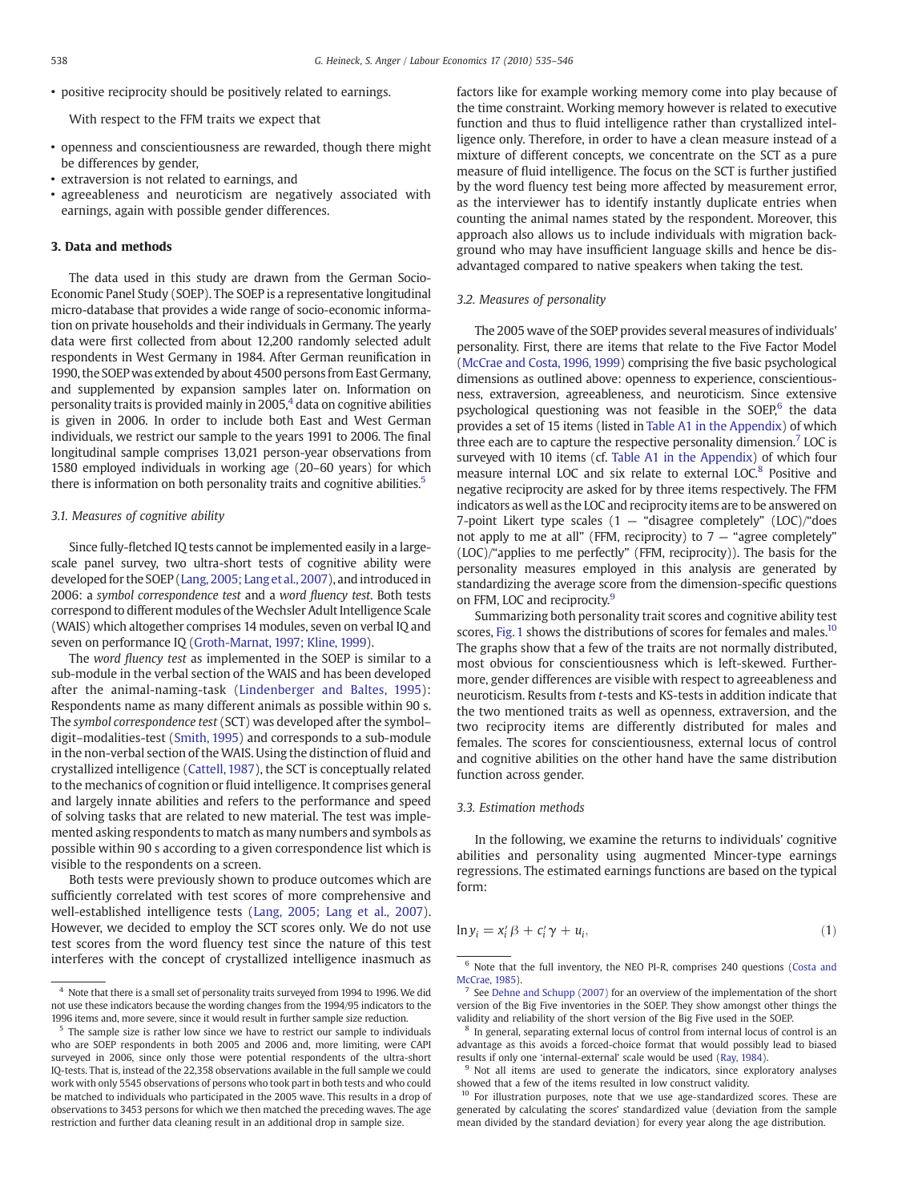- positive reciprocity should be positively related to earnings.

With respect to the FFM traits we expect that

- openness and conscientiousness are rewarded, though there might be differences by gender,
- extraversion is not related to earnings, and
- agreeableness and neuroticism are negatively associated with earnings, again with possible gender differences.

### 3. Data and methods

The data used in this study are drawn from the German Socio-Economic Panel Study (SOEP). The SOEP is a representative longitudinal micro-database that provides a wide range of socio-economic information on private households and their individuals in Germany. The yearly data were first collected from about 12,200 randomly selected adult respondents in West Germany in 1984. After German reunification in 1990, the SOEP was extended by about 4500 persons from East Germany, and supplemented by expansion samples later on. Information on personality traits is provided mainly in 2005,[4] data on cognitive abilities is given in 2006. In order to include both East and West German individuals, we restrict our sample to the years 1991 to 2006. The final longitudinal sample comprises 13,021 person-year observations from 1580 employed individuals in working age (20–60 years) for which there is information on both personality traits and cognitive abilities.[5]

#### 3.1. Measures of cognitive ability

Since fully-fletched IQ tests cannot be implemented easily in a large-scale panel survey, two ultra-short tests of cognitive ability were developed for the SOEP (Lang, 2005; Lang et al., 2007), and introduced in 2006: a *symbol correspondence test* and a *word fluency test*. Both tests correspond to different modules of the Wechsler Adult Intelligence Scale (WAIS) which altogether comprises 14 modules, seven on verbal IQ and seven on performance IQ (Groth-Marnat, 1997; Kline, 1999).

The *word fluency test* as implemented in the SOEP is similar to a sub-module in the verbal section of the WAIS and has been developed after the animal-naming-task (Lindenberger and Baltes, 1995): Respondents name as many different animals as possible within 90 s. The *symbol correspondence test* (SCT) was developed after the symbol–digit–modalities-test (Smith, 1995) and corresponds to a sub-module in the non-verbal section of the WAIS. Using the distinction of fluid and crystallized intelligence (Cattell, 1987), the SCT is conceptually related to the mechanics of cognition or fluid intelligence. It comprises general and largely innate abilities and refers to the performance and speed of solving tasks that are related to new material. The test was implemented asking respondents to match as many numbers and symbols as possible within 90 s according to a given correspondence list which is visible to the respondents on a screen.

Both tests were previously shown to produce outcomes which are sufficiently correlated with test scores of more comprehensive and well-established intelligence tests (Lang, 2005; Lang et al., 2007). However, we decided to employ the SCT scores only. We do not use test scores from the word fluency test since the nature of this test interferes with the concept of crystallized intelligence inasmuch as factors like for example working memory come into play because of the time constraint. Working memory however is related to executive function and thus to fluid intelligence rather than crystallized intelligence only. Therefore, in order to have a clean measure instead of a mixture of different concepts, we concentrate on the SCT as a pure measure of fluid intelligence. The focus on the SCT is further justified by the word fluency test being more affected by measurement error, as the interviewer has to identify instantly duplicate entries when counting the animal names stated by the respondent. Moreover, this approach also allows us to include individuals with migration background who may have insufficient language skills and hence be disadvantaged compared to native speakers when taking the test.

#### 3.2. Measures of personality

The 2005 wave of the SOEP provides several measures of individuals' personality. First, there are items that relate to the Five Factor Model (McCrae and Costa, 1996, 1999) comprising the five basic psychological dimensions as outlined above: openness to experience, conscientiousness, extraversion, agreeableness, and neuroticism. Since extensive psychological questioning was not feasible in the SOEP,[6] the data provides a set of 15 items (listed in Table A1 in the Appendix) of which three each are to capture the respective personality dimension.[7] LOC is surveyed with 10 items (cf. Table A1 in the Appendix) of which four measure internal LOC and six relate to external LOC.[8] Positive and negative reciprocity are asked for by three items respectively. The FFM indicators as well as the LOC and reciprocity items are to be answered on 7-point Likert type scales (1 − "disagree completely" (LOC)/"does not apply to me at all" (FFM, reciprocity) to 7 − "agree completely" (LOC)/"applies to me perfectly" (FFM, reciprocity)). The basis for the personality measures employed in this analysis are generated by standardizing the average score from the dimension-specific questions on FFM, LOC and reciprocity.[9]

Summarizing both personality trait scores and cognitive ability test scores, Fig. 1 shows the distributions of scores for females and males.[10] The graphs show that a few of the traits are not normally distributed, most obvious for conscientiousness which is left-skewed. Furthermore, gender differences are visible with respect to agreeableness and neuroticism. Results from *t*-tests and KS-tests in addition indicate that the two mentioned traits as well as openness, extraversion, and the two reciprocity items are differently distributed for males and females. The scores for conscientiousness, external locus of control and cognitive abilities on the other hand have the same distribution function across gender.

#### 3.3. Estimation methods

In the following, we examine the returns to individuals' cognitive abilities and personality using augmented Mincer-type earnings regressions. The estimated earnings functions are based on the typical form:

$$\ln y_i = x_i'\beta + c_i'\gamma + u_i, \tag{1}$$

---

[4] Note that there is a small set of personality traits surveyed from 1994 to 1996. We did not use these indicators because the wording changes from the 1994/95 indicators to the 1996 items and, more severe, since it would result in further sample size reduction.

[5] The sample size is rather low since we have to restrict our sample to individuals who are SOEP respondents in both 2005 and 2006 and, more limiting, were CAPI surveyed in 2006, since only those were potential respondents of the ultra-short IQ-tests. That is, instead of the 22,358 observations available in the full sample we could work with only 5545 observations of persons who took part in both tests and who could be matched to individuals who participated in the 2005 wave. This results in a drop of observations to 3453 persons for which we then matched the preceding waves. The age restriction and further data cleaning result in an additional drop in sample size.

[6] Note that the full inventory, the NEO PI-R, comprises 240 questions (Costa and McCrae, 1985).

[7] See Dehne and Schupp (2007) for an overview of the implementation of the short version of the Big Five inventories in the SOEP. They show amongst other things the validity and reliability of the short version of the Big Five used in the SOEP.

[8] In general, separating external locus of control from internal locus of control is an advantage as this avoids a forced-choice format that would possibly lead to biased results if only one 'internal-external' scale would be used (Ray, 1984).

[9] Not all items are used to generate the indicators, since exploratory analyses showed that a few of the items resulted in low construct validity.

[10] For illustration purposes, note that we use age-standardized scores. These are generated by calculating the scores' standardized value (deviation from the sample mean divided by the standard deviation) for every year along the age distribution.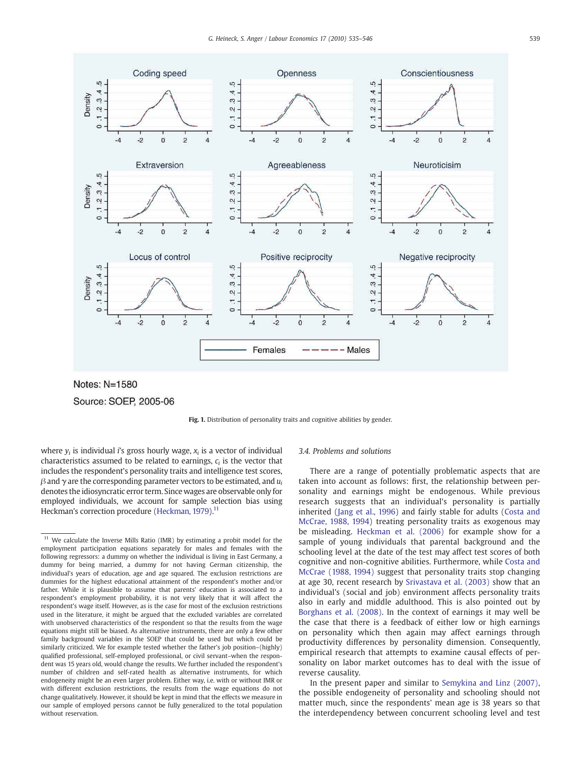Notes: N=1580

Source: SOEP, 2005-06

**Fig. 1.** Distribution of personality traits and cognitive abilities by gender.

where $y_i$ is individual $i$'s gross hourly wage, $x_i$ is a vector of individual characteristics assumed to be related to earnings, $c_i$ is the vector that includes the respondent's personality traits and intelligence test scores, $\beta$ and $\gamma$ are the corresponding parameter vectors to be estimated, and $u_i$ denotes the idiosyncratic error term. Since wages are observable only for employed individuals, we account for sample selection bias using Heckman's correction procedure (Heckman, 1979).[11]

### 3.4. Problems and solutions

There are a range of potentially problematic aspects that are taken into account as follows: first, the relationship between personality and earnings might be endogenous. While previous research suggests that an individual's personality is partially inherited (Jang et al., 1996) and fairly stable for adults (Costa and McCrae, 1988, 1994) treating personality traits as exogenous may be misleading. Heckman et al. (2006) for example show for a sample of young individuals that parental background and the schooling level at the date of the test may affect test scores of both cognitive and non-cognitive abilities. Furthermore, while Costa and McCrae (1988, 1994) suggest that personality traits stop changing at age 30, recent research by Srivastava et al. (2003) show that an individual's (social and job) environment affects personality traits also in early and middle adulthood. This is also pointed out by Borghans et al. (2008). In the context of earnings it may well be the case that there is a feedback of either low or high earnings on personality which then again may affect earnings through productivity differences by personality dimension. Consequently, empirical research that attempts to examine causal effects of personality on labor market outcomes has to deal with the issue of reverse causality.

In the present paper and similar to Semykina and Linz (2007), the possible endogeneity of personality and schooling should not matter much, since the respondents' mean age is 38 years so that the interdependency between concurrent schooling level and test

[11] We calculate the Inverse Mills Ratio (IMR) by estimating a probit model for the employment participation equations separately for males and females with the following regressors: a dummy on whether the individual is living in East Germany, a dummy for being married, a dummy for not having German citizenship, the individual's years of education, age and age squared. The exclusion restrictions are dummies for the highest educational attainment of the respondent's mother and/or father. While it is plausible to assume that parents' education is associated to a respondent's employment probability, it is not very likely that it will affect the respondent's wage itself. However, as is the case for most of the exclusion restrictions used in the literature, it might be argued that the excluded variables are correlated with unobserved characteristics of the respondent so that the results from the wage equations might still be biased. As alternative instruments, there are only a few other family background variables in the SOEP that could be used but which could be similarly criticized. We for example tested whether the father's job position–(highly) qualified professional, self-employed professional, or civil servant–when the respondent was 15 years old, would change the results. We further included the respondent's number of children and self-rated health as alternative instruments, for which endogeneity might be an even larger problem. Either way, i.e. with or without IMR or with different exclusion restrictions, the results from the wage equations do not change qualitatively. However, it should be kept in mind that the effects we measure in our sample of employed persons cannot be fully generalized to the total population without reservation.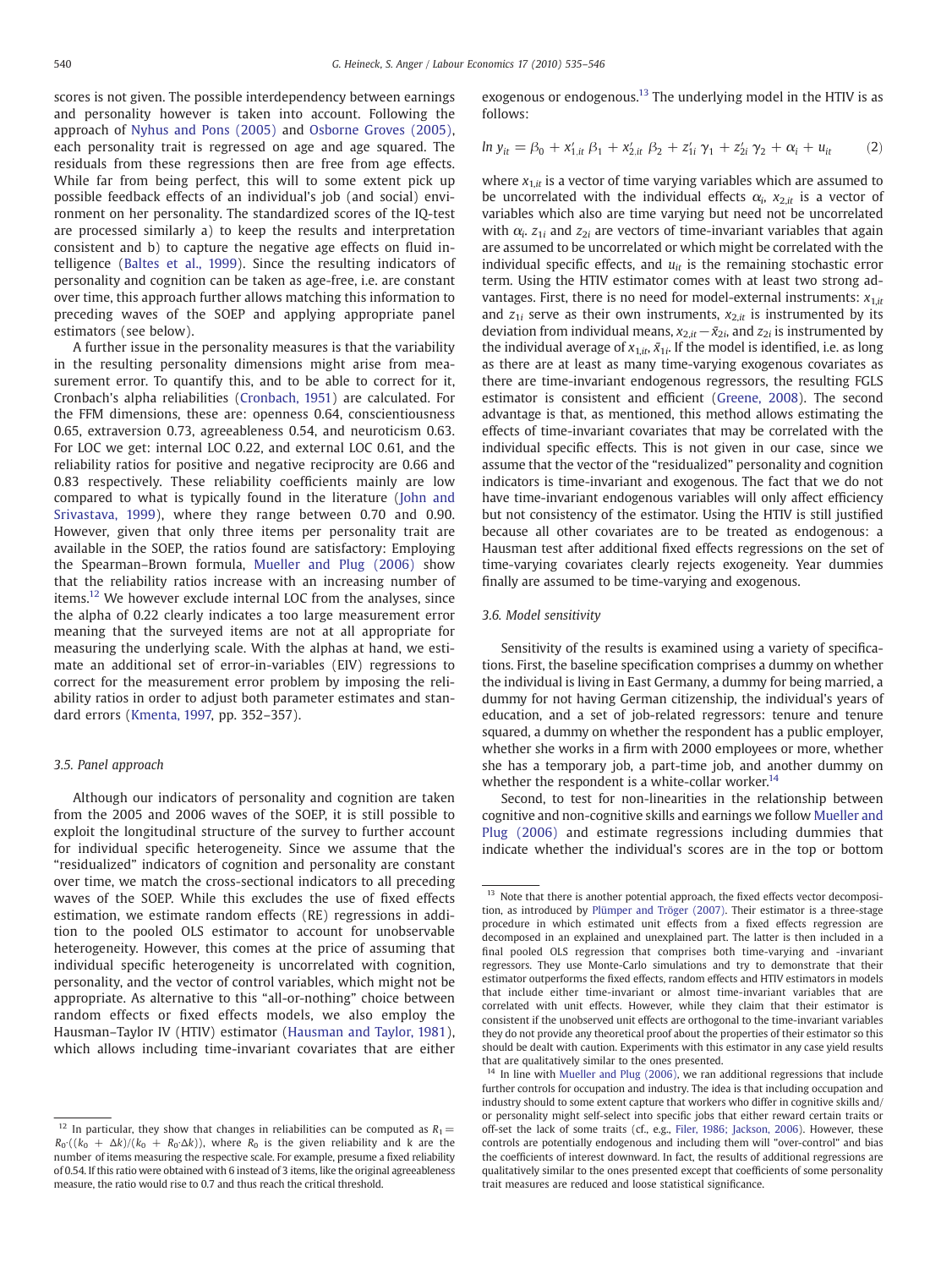scores is not given. The possible interdependency between earnings and personality however is taken into account. Following the approach of Nyhus and Pons (2005) and Osborne Groves (2005), each personality trait is regressed on age and age squared. The residuals from these regressions then are free from age effects. While far from being perfect, this will to some extent pick up possible feedback effects of an individual's job (and social) environment on her personality. The standardized scores of the IQ-test are processed similarly a) to keep the results and interpretation consistent and b) to capture the negative age effects on fluid intelligence (Baltes et al., 1999). Since the resulting indicators of personality and cognition can be taken as age-free, i.e. are constant over time, this approach further allows matching this information to preceding waves of the SOEP and applying appropriate panel estimators (see below).

A further issue in the personality measures is that the variability in the resulting personality dimensions might arise from measurement error. To quantify this, and to be able to correct for it, Cronbach's alpha reliabilities (Cronbach, 1951) are calculated. For the FFM dimensions, these are: openness 0.64, conscientiousness 0.65, extraversion 0.73, agreeableness 0.54, and neuroticism 0.63. For LOC we get: internal LOC 0.22, and external LOC 0.61, and the reliability ratios for positive and negative reciprocity are 0.66 and 0.83 respectively. These reliability coefficients mainly are low compared to what is typically found in the literature (John and Srivastava, 1999), where they range between 0.70 and 0.90. However, given that only three items per personality trait are available in the SOEP, the ratios found are satisfactory: Employing the Spearman–Brown formula, Mueller and Plug (2006) show that the reliability ratios increase with an increasing number of items.[12] We however exclude internal LOC from the analyses, since the alpha of 0.22 clearly indicates a too large measurement error meaning that the surveyed items are not at all appropriate for measuring the underlying scale. With the alphas at hand, we estimate an additional set of error-in-variables (EIV) regressions to correct for the measurement error problem by imposing the reliability ratios in order to adjust both parameter estimates and standard errors (Kmenta, 1997, pp. 352–357).

### 3.5. Panel approach

Although our indicators of personality and cognition are taken from the 2005 and 2006 waves of the SOEP, it is still possible to exploit the longitudinal structure of the survey to further account for individual specific heterogeneity. Since we assume that the "residualized" indicators of cognition and personality are constant over time, we match the cross-sectional indicators to all preceding waves of the SOEP. While this excludes the use of fixed effects estimation, we estimate random effects (RE) regressions in addition to the pooled OLS estimator to account for unobservable heterogeneity. However, this comes at the price of assuming that individual specific heterogeneity is uncorrelated with cognition, personality, and the vector of control variables, which might not be appropriate. As alternative to this "all-or-nothing" choice between random effects or fixed effects models, we also employ the Hausman–Taylor IV (HTIV) estimator (Hausman and Taylor, 1981), which allows including time-invariant covariates that are either exogenous or endogenous.[13] The underlying model in the HTIV is as follows:

$$\ln y_{it} = \beta_0 + x'_{1,it}\,\beta_1 + x'_{2,it}\,\beta_2 + z'_{1i}\,\gamma_1 + z'_{2i}\,\gamma_2 + \alpha_i + u_{it} \qquad (2)$$

where $x_{1,it}$ is a vector of time varying variables which are assumed to be uncorrelated with the individual effects $\alpha_i$, $x_{2,it}$ is a vector of variables which also are time varying but need not be uncorrelated with $\alpha_i$. $z_{1i}$ and $z_{2i}$ are vectors of time-invariant variables that again are assumed to be uncorrelated or which might be correlated with the individual specific effects, and $u_{it}$ is the remaining stochastic error term. Using the HTIV estimator comes with at least two strong advantages. First, there is no need for model-external instruments: $x_{1,it}$ and $z_{1i}$ serve as their own instruments, $x_{2,it}$ is instrumented by its deviation from individual means, $x_{2,it}-\bar{x}_{2i}$, and $z_{2i}$ is instrumented by the individual average of $x_{1,it}$, $\bar{x}_{1i}$. If the model is identified, i.e. as long as there are at least as many time-varying exogenous covariates as there are time-invariant endogenous regressors, the resulting FGLS estimator is consistent and efficient (Greene, 2008). The second advantage is that, as mentioned, this method allows estimating the effects of time-invariant covariates that may be correlated with the individual specific effects. This is not given in our case, since we assume that the vector of the "residualized" personality and cognition indicators is time-invariant and exogenous. The fact that we do not have time-invariant endogenous variables will only affect efficiency but not consistency of the estimator. Using the HTIV is still justified because all other covariates are to be treated as endogenous: a Hausman test after additional fixed effects regressions on the set of time-varying covariates clearly rejects exogeneity. Year dummies finally are assumed to be time-varying and exogenous.

### 3.6. Model sensitivity

Sensitivity of the results is examined using a variety of specifications. First, the baseline specification comprises a dummy on whether the individual is living in East Germany, a dummy for being married, a dummy for not having German citizenship, the individual's years of education, and a set of job-related regressors: tenure and tenure squared, a dummy on whether the respondent has a public employer, whether she works in a firm with 2000 employees or more, whether she has a temporary job, a part-time job, and another dummy on whether the respondent is a white-collar worker.[14]

Second, to test for non-linearities in the relationship between cognitive and non-cognitive skills and earnings we follow Mueller and Plug (2006) and estimate regressions including dummies that indicate whether the individual's scores are in the top or bottom

---

[12] In particular, they show that changes in reliabilities can be computed as $R_1 = R_0 \cdot ((k_0 + \Delta k)/(k_0 + R_0 \cdot \Delta k))$, where $R_0$ is the given reliability and k are the number of items measuring the respective scale. For example, presume a fixed reliability of 0.54. If this ratio were obtained with 6 instead of 3 items, like the original agreeableness measure, the ratio would rise to 0.7 and thus reach the critical threshold.

[13] Note that there is another potential approach, the fixed effects vector decomposition, as introduced by Plümper and Tröger (2007). Their estimator is a three-stage procedure in which estimated unit effects from a fixed effects regression are decomposed in an explained and unexplained part. The latter is then included in a final pooled OLS regression that comprises both time-varying and -invariant regressors. They use Monte-Carlo simulations and try to demonstrate that their estimator outperforms the fixed effects, random effects and HTIV estimators in models that include either time-invariant or almost time-invariant variables that are correlated with unit effects. However, while they claim that their estimator is consistent if the unobserved unit effects are orthogonal to the time-invariant variables they do not provide any theoretical proof about the properties of their estimator so this should be dealt with caution. Experiments with this estimator in any case yield results that are qualitatively similar to the ones presented.

[14] In line with Mueller and Plug (2006), we ran additional regressions that include further controls for occupation and industry. The idea is that including occupation and industry should to some extent capture that workers who differ in cognitive skills and/or personality might self-select into specific jobs that either reward certain traits or off-set the lack of some traits (cf., e.g., Filer, 1986; Jackson, 2006). However, these controls are potentially endogenous and including them will "over-control" and bias the coefficients of interest downward. In fact, the results of additional regressions are qualitatively similar to the ones presented except that coefficients of some personality trait measures are reduced and loose statistical significance.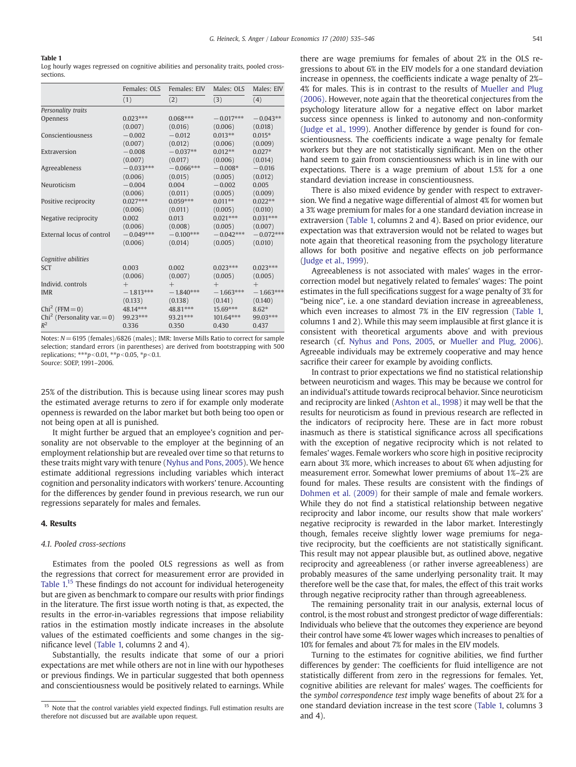**Table 1**
Log hourly wages regressed on cognitive abilities and personality traits, pooled cross-sections.

| | Females: OLS | Females: EIV | Males: OLS | Males: EIV |
|---|---|---|---|---|
| | (1) | (2) | (3) | (4) |
| *Personality traits* | | | | |
| Openness | 0.023*** | 0.068*** | −0.017*** | −0.043** |
| | (0.007) | (0.016) | (0.006) | (0.018) |
| Conscientiousness | −0.002 | −0.012 | 0.013** | 0.015* |
| | (0.007) | (0.012) | (0.006) | (0.009) |
| Extraversion | −0.008 | −0.037** | 0.012** | 0.027* |
| | (0.007) | (0.017) | (0.006) | (0.014) |
| Agreeableness | −0.033*** | −0.066*** | −0.008* | −0.016 |
| | (0.006) | (0.015) | (0.005) | (0.012) |
| Neuroticism | −0.004 | 0.004 | −0.002 | 0.005 |
| | (0.006) | (0.011) | (0.005) | (0.009) |
| Positive reciprocity | 0.027*** | 0.059*** | 0.011** | 0.022** |
| | (0.006) | (0.011) | (0.005) | (0.010) |
| Negative reciprocity | 0.002 | 0.013 | 0.021*** | 0.031*** |
| | (0.006) | (0.008) | (0.005) | (0.007) |
| External locus of control | −0.049*** | −0.100*** | −0.042*** | −0.072*** |
| | (0.006) | (0.014) | (0.005) | (0.010) |
| *Cognitive abilities* | | | | |
| SCT | 0.003 | 0.002 | 0.023*** | 0.023*** |
| | (0.006) | (0.007) | (0.005) | (0.005) |
| Individ. controls | + | + | + | + |
| IMR | −1.813*** | −1.840*** | −1.663*** | −1.663*** |
| | (0.133) | (0.138) | (0.141) | (0.140) |
| $Chi^2$ (FFM = 0) | 48.14*** | 48.81*** | 15.69*** | 8.62* |
| $Chi^2$ (Personality var. = 0) | 99.23*** | 93.21*** | 101.64*** | 99.03*** |
| $R^2$ | 0.336 | 0.350 | 0.430 | 0.437 |

Notes: N = 6195 (females)/6826 (males); IMR: Inverse Mills Ratio to correct for sample selection; standard errors (in parentheses) are derived from bootstrapping with 500 replications; ***$p<0.01$, **$p<0.05$, *$p<0.1$.
Source: SOEP, 1991–2006.

25% of the distribution. This is because using linear scores may push the estimated average returns to zero if for example only moderate openness is rewarded on the labor market but both being too open or not being open at all is punished.

It might further be argued that an employee's cognition and personality are not observable to the employer at the beginning of an employment relationship but are revealed over time so that returns to these traits might vary with tenure (Nyhus and Pons, 2005). We hence estimate additional regressions including variables which interact cognition and personality indicators with workers' tenure. Accounting for the differences by gender found in previous research, we run our regressions separately for males and females.

## 4. Results

### 4.1. Pooled cross-sections

Estimates from the pooled OLS regressions as well as from the regressions that correct for measurement error are provided in Table 1.[15] These findings do not account for individual heterogeneity but are given as benchmark to compare our results with prior findings in the literature. The first issue worth noting is that, as expected, the results in the error-in-variables regressions that impose reliability ratios in the estimation mostly indicate increases in the absolute values of the estimated coefficients and some changes in the significance level (Table 1, columns 2 and 4).

Substantially, the results indicate that some of our a priori expectations are met while others are not in line with our hypotheses or previous findings. We in particular suggested that both openness and conscientiousness would be positively related to earnings. While there are wage premiums for females of about 2% in the OLS regressions to about 6% in the EIV models for a one standard deviation increase in openness, the coefficients indicate a wage penalty of 2%–4% for males. This is in contrast to the results of Mueller and Plug (2006). However, note again that the theoretical conjectures from the psychology literature allow for a negative effect on labor market success since openness is linked to autonomy and non-conformity (Judge et al., 1999). Another difference by gender is found for conscientiousness. The coefficients indicate a wage penalty for female workers but they are not statistically significant. Men on the other hand seem to gain from conscientiousness which is in line with our expectations. There is a wage premium of about 1.5% for a one standard deviation increase in conscientiousness.

There is also mixed evidence by gender with respect to extraversion. We find a negative wage differential of almost 4% for women but a 3% wage premium for males for a one standard deviation increase in extraversion (Table 1, columns 2 and 4). Based on prior evidence, our expectation was that extraversion would not be related to wages but note again that theoretical reasoning from the psychology literature allows for both positive and negative effects on job performance (Judge et al., 1999).

Agreeableness is not associated with males' wages in the error-correction model but negatively related to females' wages: The point estimates in the full specifications suggest for a wage penalty of 3% for "being nice", i.e. a one standard deviation increase in agreeableness, which even increases to almost 7% in the EIV regression (Table 1, columns 1 and 2). While this may seem implausible at first glance it is consistent with theoretical arguments above and with previous research (cf. Nyhus and Pons, 2005, or Mueller and Plug, 2006). Agreeable individuals may be extremely cooperative and may hence sacrifice their career for example by avoiding conflicts.

In contrast to prior expectations we find no statistical relationship between neuroticism and wages. This may be because we control for an individual's attitude towards reciprocal behavior. Since neuroticism and reciprocity are linked (Ashton et al., 1998) it may well be that the results for neuroticism as found in previous research are reflected in the indicators of reciprocity here. These are in fact more robust inasmuch as there is statistical significance across all specifications with the exception of negative reciprocity which is not related to females' wages. Female workers who score high in positive reciprocity earn about 3% more, which increases to about 6% when adjusting for measurement error. Somewhat lower premiums of about 1%–2% are found for males. These results are consistent with the findings of Dohmen et al. (2009) for their sample of male and female workers. While they do not find a statistical relationship between negative reciprocity and labor income, our results show that male workers' negative reciprocity is rewarded in the labor market. Interestingly though, females receive slightly lower wage premiums for negative reciprocity, but the coefficients are not statistically significant. This result may not appear plausible but, as outlined above, negative reciprocity and agreeableness (or rather inverse agreeableness) are probably measures of the same underlying personality trait. It may therefore well be the case that, for males, the effect of this trait works through negative reciprocity rather than through agreeableness.

The remaining personality trait in our analysis, external locus of control, is the most robust and strongest predictor of wage differentials: Individuals who believe that the outcomes they experience are beyond their control have some 4% lower wages which increases to penalties of 10% for females and about 7% for males in the EIV models.

Turning to the estimates for cognitive abilities, we find further differences by gender: The coefficients for fluid intelligence are not statistically different from zero in the regressions for females. Yet, cognitive abilities are relevant for males' wages. The coefficients for the *symbol correspondence test* imply wage benefits of about 2% for a one standard deviation increase in the test score (Table 1, columns 3 and 4).

[15] Note that the control variables yield expected findings. Full estimation results are therefore not discussed but are available upon request.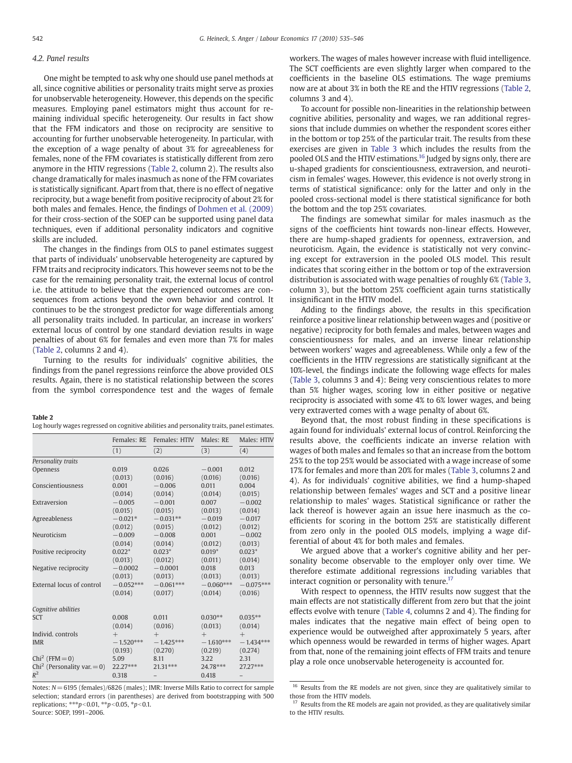### 4.2. Panel results

One might be tempted to ask why one should use panel methods at all, since cognitive abilities or personality traits might serve as proxies for unobservable heterogeneity. However, this depends on the specific measures. Employing panel estimators might thus account for remaining individual specific heterogeneity. Our results in fact show that the FFM indicators and those on reciprocity are sensitive to accounting for further unobservable heterogeneity. In particular, with the exception of a wage penalty of about 3% for agreeableness for females, none of the FFM covariates is statistically different from zero anymore in the HTIV regressions (Table 2, column 2). The results also change dramatically for males inasmuch as none of the FFM covariates is statistically significant. Apart from that, there is no effect of negative reciprocity, but a wage benefit from positive reciprocity of about 2% for both males and females. Hence, the findings of Dohmen et al. (2009) for their cross-section of the SOEP can be supported using panel data techniques, even if additional personality indicators and cognitive skills are included.

The changes in the findings from OLS to panel estimates suggest that parts of individuals' unobservable heterogeneity are captured by FFM traits and reciprocity indicators. This however seems not to be the case for the remaining personality trait, the external locus of control i.e. the attitude to believe that the experienced outcomes are consequences from actions beyond the own behavior and control. It continues to be the strongest predictor for wage differentials among all personality traits included. In particular, an increase in workers' external locus of control by one standard deviation results in wage penalties of about 6% for females and even more than 7% for males (Table 2, columns 2 and 4).

Turning to the results for individuals' cognitive abilities, the findings from the panel regressions reinforce the above provided OLS results. Again, there is no statistical relationship between the scores from the symbol correspondence test and the wages of female workers. The wages of males however increase with fluid intelligence. The SCT coefficients are even slightly larger when compared to the coefficients in the baseline OLS estimations. The wage premiums now are at about 3% in both the RE and the HTIV regressions (Table 2, columns 3 and 4).

**Table 2**
Log hourly wages regressed on cognitive abilities and personality traits, panel estimates.

| | Females: RE | Females: HTIV | Males: RE | Males: HTIV |
|---|---|---|---|---|
| | (1) | (2) | (3) | (4) |
| *Personality traits* | | | | |
| Openness | 0.019 | 0.026 | −0.001 | 0.012 |
| | (0.013) | (0.016) | (0.016) | (0.016) |
| Conscientiousness | 0.001 | −0.006 | 0.011 | 0.004 |
| | (0.014) | (0.014) | (0.014) | (0.015) |
| Extraversion | −0.005 | −0.001 | 0.007 | −0.002 |
| | (0.015) | (0.015) | (0.013) | (0.014) |
| Agreeableness | −0.021* | −0.031** | −0.019 | −0.017 |
| | (0.012) | (0.015) | (0.012) | (0.012) |
| Neuroticism | −0.009 | −0.008 | 0.001 | −0.002 |
| | (0.014) | (0.014) | (0.012) | (0.013) |
| Positive reciprocity | 0.022* | 0.023* | 0.019* | 0.023* |
| | (0.013) | (0.012) | (0.011) | (0.014) |
| Negative reciprocity | −0.0002 | −0.0001 | 0.018 | 0.013 |
| | (0.013) | (0.013) | (0.013) | (0.013) |
| External locus of control | −0.052*** | −0.061*** | −0.060*** | −0.075*** |
| | (0.014) | (0.017) | (0.014) | (0.016) |
| *Cognitive abilities* | | | | |
| SCT | 0.008 | 0.011 | 0.030** | 0.035** |
| | (0.014) | (0.016) | (0.013) | (0.014) |
| Individ. controls | + | + | + | + |
| IMR | −1.520*** | −1.425*** | −1.610*** | −1.434*** |
| | (0.193) | (0.270) | (0.219) | (0.274) |
| $Chi^2$ (FFM = 0) | 5.09 | 8.11 | 3.22 | 2.31 |
| $Chi^2$ (Personality var. = 0) | 22.27*** | 21.31*** | 24.78*** | 27.27*** |
| $R^2$ | 0.318 | – | 0.418 | – |

Notes: N = 6195 (females)/6826 (males); IMR: Inverse Mills Ratio to correct for sample selection; standard errors (in parentheses) are derived from bootstrapping with 500 replications; ***$p<0.01$, **$p<0.05$, *$p<0.1$.
Source: SOEP, 1991–2006.

To account for possible non-linearities in the relationship between cognitive abilities, personality and wages, we ran additional regressions that include dummies on whether the respondent scores either in the bottom or top 25% of the particular trait. The results from these exercises are given in Table 3 which includes the results from the pooled OLS and the HTIV estimations.[16] Judged by signs only, there are u-shaped gradients for conscientiousness, extraversion, and neuroticism in females' wages. However, this evidence is not overly strong in terms of statistical significance: only for the latter and only in the pooled cross-sectional model is there statistical significance for both the bottom and the top 25% covariates.

The findings are somewhat similar for males inasmuch as the signs of the coefficients hint towards non-linear effects. However, there are hump-shaped gradients for openness, extraversion, and neuroticism. Again, the evidence is statistically not very convincing except for extraversion in the pooled OLS model. This result indicates that scoring either in the bottom or top of the extraversion distribution is associated with wage penalties of roughly 6% (Table 3, column 3), but the bottom 25% coefficient again turns statistically insignificant in the HTIV model.

Adding to the findings above, the results in this specification reinforce a positive linear relationship between wages and (positive or negative) reciprocity for both females and males, between wages and conscientiousness for males, and an inverse linear relationship between workers' wages and agreeableness. While only a few of the coefficients in the HTIV regressions are statistically significant at the 10%-level, the findings indicate the following wage effects for males (Table 3, columns 3 and 4): Being very conscientious relates to more than 5% higher wages, scoring low in either positive or negative reciprocity is associated with some 4% to 6% lower wages, and being very extraverted comes with a wage penalty of about 6%.

Beyond that, the most robust finding in these specifications is again found for individuals' external locus of control. Reinforcing the results above, the coefficients indicate an inverse relation with wages of both males and females so that an increase from the bottom 25% to the top 25% would be associated with a wage increase of some 17% for females and more than 20% for males (Table 3, columns 2 and 4). As for individuals' cognitive abilities, we find a hump-shaped relationship between females' wages and SCT and a positive linear relationship to males' wages. Statistical significance or rather the lack thereof is however again an issue here inasmuch as the coefficients for scoring in the bottom 25% are statistically different from zero only in the pooled OLS models, implying a wage differential of about 4% for both males and females.

We argued above that a worker's cognitive ability and her personality become observable to the employer only over time. We therefore estimate additional regressions including variables that interact cognition or personality with tenure.[17]

With respect to openness, the HTIV results now suggest that the main effects are not statistically different from zero but that the joint effects evolve with tenure (Table 4, columns 2 and 4). The finding for males indicates that the negative main effect of being open to experience would be outweighed after approximately 5 years, after which openness would be rewarded in terms of higher wages. Apart from that, none of the remaining joint effects of FFM traits and tenure play a role once unobservable heterogeneity is accounted for.

[16] Results from the RE models are not given, since they are qualitatively similar to those from the HTIV models.

[17] Results from the RE models are again not provided, as they are qualitatively similar to the HTIV results.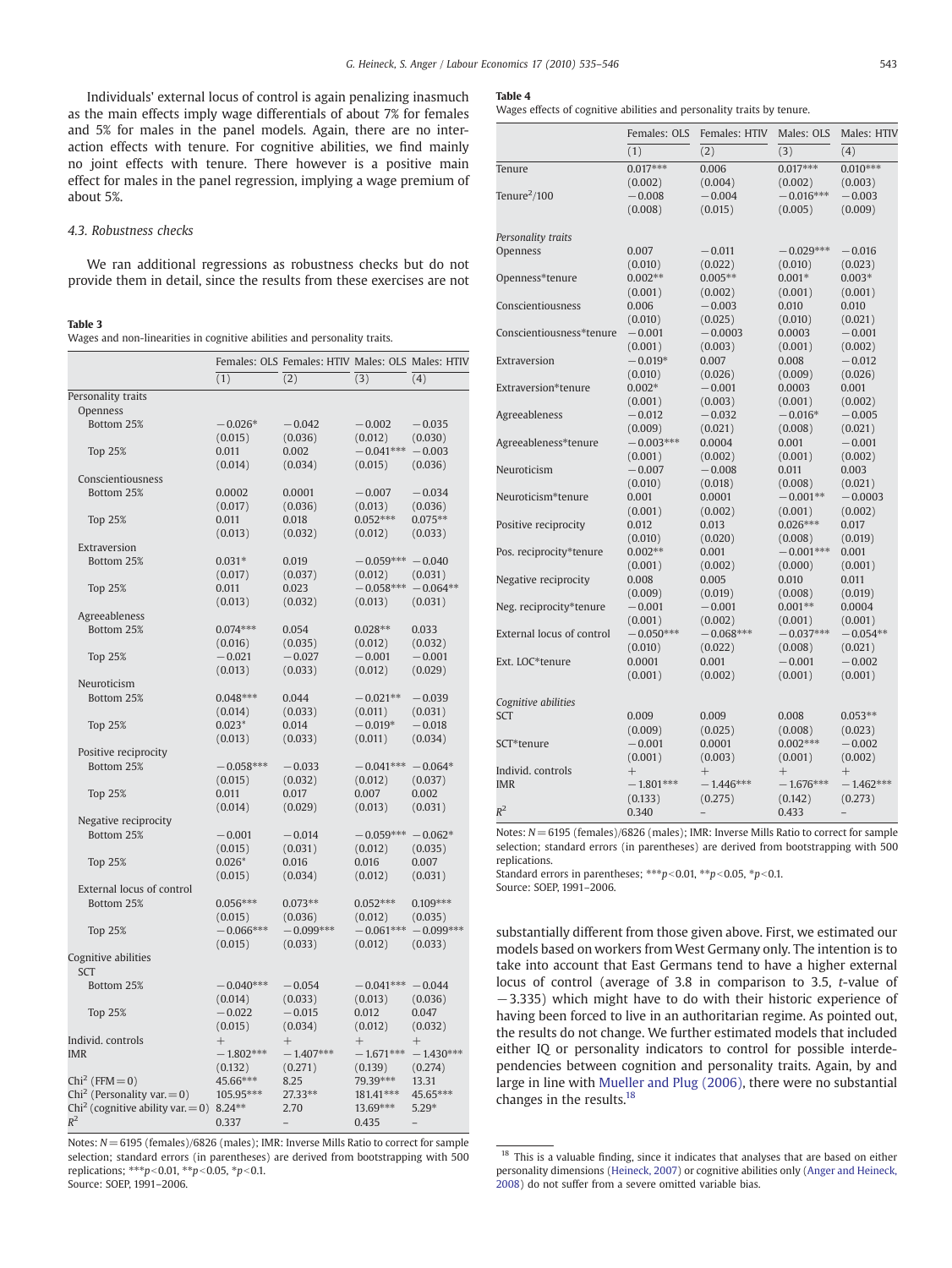Individuals' external locus of control is again penalizing inasmuch as the main effects imply wage differentials of about 7% for females and 5% for males in the panel models. Again, there are no interaction effects with tenure. For cognitive abilities, we find mainly no joint effects with tenure. There however is a positive main effect for males in the panel regression, implying a wage premium of about 5%.

### 4.3. Robustness checks

We ran additional regressions as robustness checks but do not provide them in detail, since the results from these exercises are not substantially different from those given above. First, we estimated our models based on workers from West Germany only. The intention is to take into account that East Germans tend to have a higher external locus of control (average of 3.8 in comparison to 3.5, *t*-value of −3.335) which might have to do with their historic experience of having been forced to live in an authoritarian regime. As pointed out, the results do not change. We further estimated models that included either IQ or personality indicators to control for possible interdependencies between cognition and personality traits. Again, by and large in line with Mueller and Plug (2006), there were no substantial changes in the results.[18]

**Table 3**
Wages and non-linearities in cognitive abilities and personality traits.

| | Females: OLS | Females: HTIV | Males: OLS | Males: HTIV |
|---|---|---|---|---|
| | (1) | (2) | (3) | (4) |
| *Personality traits* | | | | |
| Openness | | | | |
| Bottom 25% | −0.026* | −0.042 | −0.002 | −0.035 |
| | (0.015) | (0.036) | (0.012) | (0.030) |
| Top 25% | 0.011 | 0.002 | −0.041*** | −0.003 |
| | (0.014) | (0.034) | (0.015) | (0.036) |
| Conscientiousness | | | | |
| Bottom 25% | 0.0002 | 0.0001 | −0.007 | −0.034 |
| | (0.017) | (0.036) | (0.013) | (0.036) |
| Top 25% | 0.011 | 0.018 | 0.052*** | 0.075** |
| | (0.013) | (0.032) | (0.012) | (0.033) |
| Extraversion | | | | |
| Bottom 25% | 0.031* | 0.019 | −0.059*** | −0.040 |
| | (0.017) | (0.037) | (0.012) | (0.031) |
| Top 25% | 0.011 | 0.023 | −0.058*** | −0.064** |
| | (0.013) | (0.032) | (0.013) | (0.031) |
| Agreeableness | | | | |
| Bottom 25% | 0.074*** | 0.054 | 0.028** | 0.033 |
| | (0.016) | (0.035) | (0.012) | (0.032) |
| Top 25% | −0.021 | −0.027 | −0.001 | −0.001 |
| | (0.013) | (0.033) | (0.012) | (0.029) |
| Neuroticism | | | | |
| Bottom 25% | 0.048*** | 0.044 | −0.021** | −0.039 |
| | (0.014) | (0.033) | (0.011) | (0.031) |
| Top 25% | 0.023* | 0.014 | −0.019* | −0.018 |
| | (0.013) | (0.033) | (0.011) | (0.034) |
| Positive reciprocity | | | | |
| Bottom 25% | −0.058*** | −0.033 | −0.041*** | −0.064* |
| | (0.015) | (0.032) | (0.012) | (0.037) |
| Top 25% | 0.011 | 0.017 | 0.007 | 0.002 |
| | (0.014) | (0.029) | (0.013) | (0.031) |
| Negative reciprocity | | | | |
| Bottom 25% | −0.001 | −0.014 | −0.059*** | −0.062* |
| | (0.015) | (0.031) | (0.012) | (0.035) |
| Top 25% | 0.026* | 0.016 | 0.016 | 0.007 |
| | (0.015) | (0.034) | (0.012) | (0.031) |
| External locus of control | | | | |
| Bottom 25% | 0.056*** | 0.073** | 0.052*** | 0.109*** |
| | (0.015) | (0.036) | (0.012) | (0.035) |
| Top 25% | −0.066*** | −0.099*** | −0.061*** | −0.099*** |
| | (0.015) | (0.033) | (0.012) | (0.033) |
| *Cognitive abilities* | | | | |
| SCT | | | | |
| Bottom 25% | −0.040*** | −0.054 | −0.041*** | −0.044 |
| | (0.014) | (0.033) | (0.013) | (0.036) |
| Top 25% | −0.022 | −0.015 | 0.012 | 0.047 |
| | (0.015) | (0.034) | (0.012) | (0.032) |
| Individ. controls | + | + | + | + |
| IMR | −1.802*** | −1.407*** | −1.671*** | −1.430*** |
| | (0.132) | (0.271) | (0.139) | (0.274) |
| $Chi^2$ (FFM = 0) | 45.66*** | 8.25 | 79.39*** | 13.31 |
| $Chi^2$ (Personality var. = 0) | 105.95*** | 27.33** | 181.41*** | 45.65*** |
| $Chi^2$ (cognitive ability var. = 0) | 8.24** | 2.70 | 13.69*** | 5.29* |
| $R^2$ | 0.337 | – | 0.435 | – |

Notes: $N = 6195$ (females)/6826 (males); IMR: Inverse Mills Ratio to correct for sample selection; standard errors (in parentheses) are derived from bootstrapping with 500 replications; ***$p<0.01$, **$p<0.05$, *$p<0.1$.
Source: SOEP, 1991–2006.

**Table 4**
Wages effects of cognitive abilities and personality traits by tenure.

| | Females: OLS | Females: HTIV | Males: OLS | Males: HTIV |
|---|---|---|---|---|
| | (1) | (2) | (3) | (4) |
| Tenure | 0.017*** | 0.006 | 0.017*** | 0.010*** |
| | (0.002) | (0.004) | (0.002) | (0.003) |
| $Tenure^2/100$ | −0.008 | −0.004 | −0.016*** | −0.003 |
| | (0.008) | (0.015) | (0.005) | (0.009) |
| *Personality traits* | | | | |
| Openness | 0.007 | −0.011 | −0.029*** | −0.016 |
| | (0.010) | (0.022) | (0.010) | (0.023) |
| Openness*tenure | 0.002** | 0.005** | 0.001* | 0.003* |
| | (0.001) | (0.002) | (0.001) | (0.001) |
| Conscientiousness | 0.006 | −0.003 | 0.010 | 0.010 |
| | (0.010) | (0.025) | (0.010) | (0.021) |
| Conscientiousness*tenure | −0.001 | −0.0003 | 0.0003 | −0.001 |
| | (0.001) | (0.003) | (0.001) | (0.002) |
| Extraversion | −0.019* | 0.007 | 0.008 | −0.012 |
| | (0.010) | (0.026) | (0.009) | (0.026) |
| Extraversion*tenure | 0.002* | −0.001 | 0.0003 | 0.001 |
| | (0.001) | (0.003) | (0.001) | (0.002) |
| Agreeableness | −0.012 | −0.032 | −0.016* | −0.005 |
| | (0.009) | (0.021) | (0.008) | (0.021) |
| Agreeableness*tenure | −0.003*** | 0.0004 | 0.001 | −0.001 |
| | (0.001) | (0.002) | (0.001) | (0.002) |
| Neuroticism | −0.007 | −0.008 | 0.011 | 0.003 |
| | (0.010) | (0.018) | (0.008) | (0.021) |
| Neuroticism*tenure | 0.001 | 0.0001 | −0.001** | −0.0003 |
| | (0.001) | (0.002) | (0.001) | (0.002) |
| Positive reciprocity | 0.012 | 0.013 | 0.026*** | 0.017 |
| | (0.010) | (0.020) | (0.008) | (0.019) |
| Pos. reciprocity*tenure | 0.002** | 0.001 | −0.001*** | 0.001 |
| | (0.001) | (0.002) | (0.000) | (0.001) |
| Negative reciprocity | 0.008 | 0.005 | 0.010 | 0.011 |
| | (0.009) | (0.019) | (0.008) | (0.019) |
| Neg. reciprocity*tenure | −0.001 | −0.001 | 0.001** | 0.0004 |
| | (0.001) | (0.002) | (0.001) | (0.001) |
| External locus of control | −0.050*** | −0.068*** | −0.037*** | −0.054** |
| | (0.010) | (0.022) | (0.008) | (0.021) |
| Ext. LOC*tenure | 0.0001 | 0.001 | −0.001 | −0.002 |
| | (0.001) | (0.002) | (0.001) | (0.001) |
| *Cognitive abilities* | | | | |
| SCT | 0.009 | 0.009 | 0.008 | 0.053** |
| | (0.009) | (0.025) | (0.008) | (0.023) |
| SCT*tenure | −0.001 | 0.0001 | 0.002*** | −0.002 |
| | (0.001) | (0.003) | (0.001) | (0.002) |
| Individ. controls | + | + | + | + |
| IMR | −1.801*** | −1.446*** | −1.676*** | −1.462*** |
| | (0.133) | (0.275) | (0.142) | (0.273) |
| $R^2$ | 0.340 | – | 0.433 | – |

Notes: $N = 6195$ (females)/6826 (males); IMR: Inverse Mills Ratio to correct for sample selection; standard errors (in parentheses) are derived from bootstrapping with 500 replications.
Standard errors in parentheses; ***$p<0.01$, **$p<0.05$, *$p<0.1$.
Source: SOEP, 1991–2006.

[18] This is a valuable finding, since it indicates that analyses that are based on either personality dimensions (Heineck, 2007) or cognitive abilities only (Anger and Heineck, 2008) do not suffer from a severe omitted variable bias.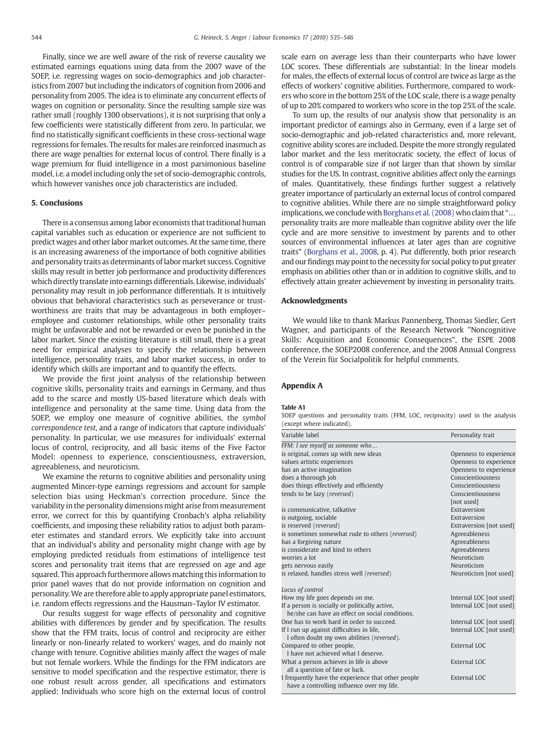Finally, since we are well aware of the risk of reverse causality we estimated earnings equations using data from the 2007 wave of the SOEP, i.e. regressing wages on socio-demographics and job characteristics from 2007 but including the indicators of cognition from 2006 and personality from 2005. The idea is to eliminate any concurrent effects of wages on cognition or personality. Since the resulting sample size was rather small (roughly 1300 observations), it is not surprising that only a few coefficients were statistically different from zero. In particular, we find no statistically significant coefficients in these cross-sectional wage regressions for females. The results for males are reinforced inasmuch as there are wage penalties for external locus of control. There finally is a wage premium for fluid intelligence in a most parsimonious baseline model, i.e. a model including only the set of socio-demographic controls, which however vanishes once job characteristics are included.

## 5. Conclusions

There is a consensus among labor economists that traditional human capital variables such as education or experience are not sufficient to predict wages and other labor market outcomes. At the same time, there is an increasing awareness of the importance of both cognitive abilities and personality traits as determinants of labor market success. Cognitive skills may result in better job performance and productivity differences which directly translate into earnings differentials. Likewise, individuals' personality may result in job performance differentials. It is intuitively obvious that behavioral characteristics such as perseverance or trustworthiness are traits that may be advantageous in both employer–employee and customer relationships, while other personality traits might be unfavorable and not be rewarded or even be punished in the labor market. Since the existing literature is still small, there is a great need for empirical analyses to specify the relationship between intelligence, personality traits, and labor market success, in order to identify which skills are important and to quantify the effects.

We provide the first joint analysis of the relationship between cognitive skills, personality traits and earnings in Germany, and thus add to the scarce and mostly US-based literature which deals with intelligence and personality at the same time. Using data from the SOEP, we employ one measure of cognitive abilities, the *symbol correspondence test*, and a range of indicators that capture individuals' personality. In particular, we use measures for individuals' external locus of control, reciprocity, and all basic items of the Five Factor Model: openness to experience, conscientiousness, extraversion, agreeableness, and neuroticism.

We examine the returns to cognitive abilities and personality using augmented Mincer-type earnings regressions and account for sample selection bias using Heckman's correction procedure. Since the variability in the personality dimensions might arise from measurement error, we correct for this by quantifying Cronbach's alpha reliability coefficients, and imposing these reliability ratios to adjust both parameter estimates and standard errors. We explicitly take into account that an individual's ability and personality might change with age by employing predicted residuals from estimations of intelligence test scores and personality trait items that are regressed on age and age squared. This approach furthermore allows matching this information to prior panel waves that do not provide information on cognition and personality. We are therefore able to apply appropriate panel estimators, i.e. random effects regressions and the Hausman–Taylor IV estimator.

Our results suggest for wage effects of personality and cognitive abilities with differences by gender and by specification. The results show that the FFM traits, locus of control and reciprocity are either linearly or non-linearly related to workers' wages, and do mainly not change with tenure. Cognitive abilities mainly affect the wages of male but not female workers. While the findings for the FFM indicators are sensitive to model specification and the respective estimator, there is one robust result across gender, all specifications and estimators applied: Individuals who score high on the external locus of control scale earn on average less than their counterparts who have lower LOC scores. These differentials are substantial: In the linear models for males, the effects of external locus of control are twice as large as the effects of workers' cognitive abilities. Furthermore, compared to workers who score in the bottom 25% of the LOC scale, there is a wage penalty of up to 20% compared to workers who score in the top 25% of the scale.

To sum up, the results of our analysis show that personality is an important predictor of earnings also in Germany, even if a large set of socio-demographic and job-related characteristics and, more relevant, cognitive ability scores are included. Despite the more strongly regulated labor market and the less meritocratic society, the effect of locus of control is of comparable size if not larger than that shown by similar studies for the US. In contrast, cognitive abilities affect only the earnings of males. Quantitatively, these findings further suggest a relatively greater importance of particularly an external locus of control compared to cognitive abilities. While there are no simple straightforward policy implications, we conclude with Borghans et al. (2008) who claim that "… personality traits are more malleable than cognitive ability over the life cycle and are more sensitive to investment by parents and to other sources of environmental influences at later ages than are cognitive traits" (Borghans et al., 2008, p. 4). Put differently, both prior research and our findings may point to the necessity for social policy to put greater emphasis on abilities other than or in addition to cognitive skills, and to effectively attain greater achievement by investing in personality traits.

## Acknowledgments

We would like to thank Markus Pannenberg, Thomas Siedler, Gert Wagner, and participants of the Research Network "Noncognitive Skills: Acquisition and Economic Consequences", the ESPE 2008 conference, the SOEP2008 conference, and the 2008 Annual Congress of the Verein für Socialpolitik for helpful comments.

## Appendix A

**Table A1**
SOEP questions and personality traits (FFM, LOC, reciprocity) used in the analysis (except where indicated).

| Variable label | Personality trait |
|---|---|
| *FFM: I see myself as someone who…* | |
| is original, comes up with new ideas | Openness to experience |
| values artistic experiences | Openness to experience |
| has an active imagination | Openness to experience |
| does a thorough job | Conscientiousness |
| does things effectively and efficiently | Conscientiousness |
| tends to be lazy (*reversed*) | Conscientiousness [not used] |
| is communicative, talkative | Extraversion |
| is outgoing, sociable | Extraversion |
| is reserved (*reversed*) | Extraversion [not used] |
| is sometimes somewhat rude to others (*reversed*) | Agreeableness |
| has a forgiving nature | Agreeableness |
| is considerate and kind to others | Agreeableness |
| worries a lot | Neuroticism |
| gets nervous easily | Neuroticism |
| is relaxed, handles stress well (*reversed*) | Neuroticism [not used] |
| *Locus of control* | |
| How my life goes depends on me. | Internal LOC [not used] |
| If a person is socially or politically active, he/she can have an effect on social conditions. | Internal LOC [not used] |
| One has to work hard in order to succeed. | Internal LOC [not used] |
| If I run up against difficulties in life, I often doubt my own abilities (*reversed*). | Internal LOC [not used] |
| Compared to other people, I have not achieved what I deserve. | External LOC |
| What a person achieves in life is above all a question of fate or luck. | External LOC |
| I frequently have the experience that other people have a controlling influence over my life. | External LOC |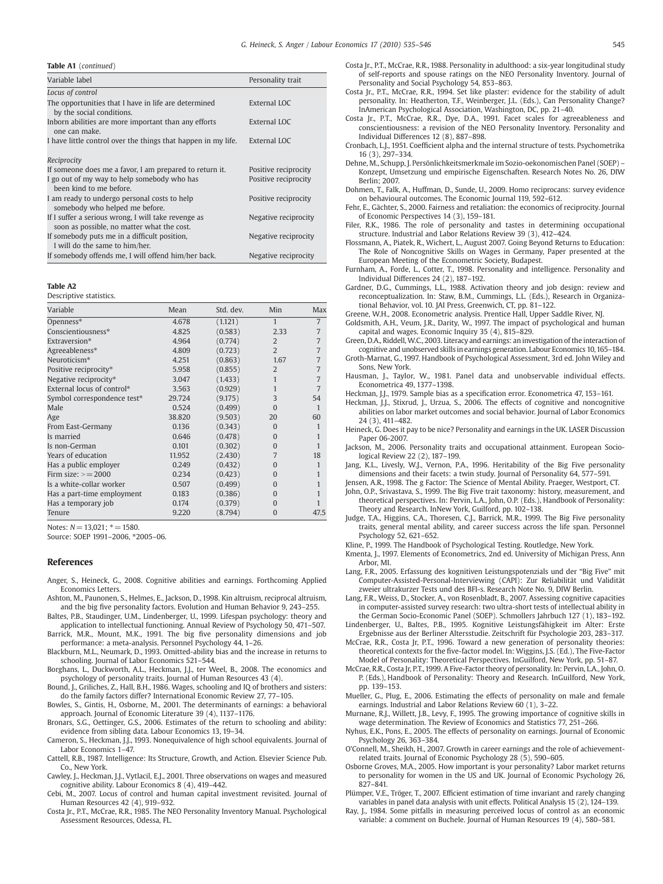**Table A1** (*continued*)

| Variable label | Personality trait |
|---|---|
| *Locus of control* | |
| The opportunities that I have in life are determined by the social conditions. | External LOC |
| Inborn abilities are more important than any efforts one can make. | External LOC |
| I have little control over the things that happen in my life. | External LOC |
| *Reciprocity* | |
| If someone does me a favor, I am prepared to return it. | Positive reciprocity |
| I go out of my way to help somebody who has been kind to me before. | Positive reciprocity |
| I am ready to undergo personal costs to help somebody who helped me before. | Positive reciprocity |
| If I suffer a serious wrong, I will take revenge as soon as possible, no matter what the cost. | Negative reciprocity |
| If somebody puts me in a difficult position, I will do the same to him/her. | Negative reciprocity |
| If somebody offends me, I will offend him/her back. | Negative reciprocity |

**Table A2**
Descriptive statistics.

| Variable | Mean | Std. dev. | Min | Max |
|---|---|---|---|---|
| Openness* | 4.678 | (1.121) | 1 | 7 |
| Conscientiousness* | 4.825 | (0.583) | 2.33 | 7 |
| Extraversion* | 4.964 | (0.774) | 2 | 7 |
| Agreeableness* | 4.809 | (0.723) | 2 | 7 |
| Neuroticism* | 4.251 | (0.863) | 1.67 | 7 |
| Positive reciprocity* | 5.958 | (0.855) | 2 | 7 |
| Negative reciprocity* | 3.047 | (1.433) | 1 | 7 |
| External locus of control* | 3.563 | (0.929) | 1 | 7 |
| Symbol correspondence test* | 29.724 | (9.175) | 3 | 54 |
| Male | 0.524 | (0.499) | 0 | 1 |
| Age | 38.820 | (9.503) | 20 | 60 |
| From East-Germany | 0.136 | (0.343) | 0 | 1 |
| Is married | 0.646 | (0.478) | 0 | 1 |
| Is non-German | 0.101 | (0.302) | 0 | 1 |
| Years of education | 11.952 | (2.430) | 7 | 18 |
| Has a public employer | 0.249 | (0.432) | 0 | 1 |
| Firm size: >=2000 | 0.234 | (0.423) | 0 | 1 |
| Is a white-collar worker | 0.507 | (0.499) | 0 | 1 |
| Has a part-time employment | 0.183 | (0.386) | 0 | 1 |
| Has a temporary job | 0.174 | (0.379) | 0 | 1 |
| Tenure | 9.220 | (8.794) | 0 | 47.5 |

Notes: N = 13,021; * = 1580.
Source: SOEP 1991–2006, *2005–06.

## References

Anger, S., Heineck, G., 2008. Cognitive abilities and earnings. Forthcoming Applied Economics Letters.

Ashton, M., Paunonen, S., Helmes, E., Jackson, D., 1998. Kin altruism, reciprocal altruism, and the big five personality factors. Evolution and Human Behavior 9, 243–255.

Baltes, P.B., Staudinger, U.M., Lindenberger, U., 1999. Lifespan psychology: theory and application to intellectual functioning. Annual Review of Psychology 50, 471–507.

Barrick, M.R., Mount, M.K., 1991. The big five personality dimensions and job performance: a meta-analysis. Personnel Psychology 44, 1–26.

Blackburn, M.L., Neumark, D., 1993. Omitted-ability bias and the increase in returns to schooling. Journal of Labor Economics 521–544.

Borghans, L., Duckworth, A.L., Heckman, J.J., ter Weel, B., 2008. The economics and psychology of personality traits. Journal of Human Resources 43 (4).

Bound, J., Griliches, Z., Hall, B.H., 1986. Wages, schooling and IQ of brothers and sisters: do the family factors differ? International Economic Review 27, 77–105.

Bowles, S., Gintis, H., Osborne, M., 2001. The determinants of earnings: a behavioral approach. Journal of Economic Literature 39 (4), 1137–1176.

Bronars, S.G., Oettinger, G.S., 2006. Estimates of the return to schooling and ability: evidence from sibling data. Labour Economics 13, 19–34.

Cameron, S., Heckman, J.J., 1993. Nonequivalence of high school equivalents. Journal of Labor Economics 1–47.

Cattell, R.B., 1987. Intelligence: Its Structure, Growth, and Action. Elsevier Science Pub. Co., New York.

Cawley, J., Heckman, J.J., Vytlacil, E.J., 2001. Three observations on wages and measured cognitive ability. Labour Economics 8 (4), 419–442.

Cebi, M., 2007. Locus of control and human capital investment revisited. Journal of Human Resources 42 (4), 919–932.

Costa Jr., P.T., McCrae, R.R., 1985. The NEO Personality Inventory Manual. Psychological Assessment Resources, Odessa, FL.

Costa Jr., P.T., McCrae, R.R., 1988. Personality in adulthood: a six-year longitudinal study of self-reports and spouse ratings on the NEO Personality Inventory. Journal of Personality and Social Psychology 54, 853–863.

Costa Jr., P.T., McCrae, R.R., 1994. Set like plaster: evidence for the stability of adult personality. In: Heatherton, T.F., Weinberger, J.L. (Eds.), Can Personality Change? InAmerican Psychological Association, Washington, DC, pp. 21–40.

Costa Jr., P.T., McCrae, R.R., Dye, D.A., 1991. Facet scales for agreeableness and conscientiousness: a revision of the NEO Personality Inventory. Personality and Individual Differences 12 (8), 887–898.

Cronbach, L.J., 1951. Coefficient alpha and the internal structure of tests. Psychometrika 16 (3), 297–334.

Dehne, M., Schupp, J. Persönlichkeitsmerkmale im Sozio-oekonomischen Panel (SOEP) – Konzept, Umsetzung und empirische Eigenschaften. Research Notes No. 26, DIW Berlin; 2007.

Dohmen, T., Falk, A., Huffman, D., Sunde, U., 2009. Homo reciprocans: survey evidence on behavioural outcomes. The Economic Journal 119, 592–612.

Fehr, E., Gächter, S., 2000. Fairness and retaliation: the economics of reciprocity. Journal of Economic Perspectives 14 (3), 159–181.

Filer, R.K., 1986. The role of personality and tastes in determining occupational structure. Industrial and Labor Relations Review 39 (3), 412–424.

Flossmann, A., Piatek, R., Wichert, L., August 2007. Going Beyond Returns to Education: The Role of Noncognitive Skills on Wages in Germany, Paper presented at the European Meeting of the Econometric Society, Budapest.

Furnham, A., Forde, L., Cotter, T., 1998. Personality and intelligence. Personality and Individual Differences 24 (2), 187–192.

Gardner, D.G., Cummings, L.L., 1988. Activation theory and job design: review and reconceptualization. In: Staw, B.M., Cummings, L.L. (Eds.), Research in Organizational Behavior, vol. 10. JAI Press, Greenwich, CT, pp. 81–122.

Greene, W.H., 2008. Econometric analysis. Prentice Hall, Upper Saddle River, NJ.

Goldsmith, A.H., Veum, J.R., Darity, W., 1997. The impact of psychological and human capital and wages. Economic Inquiry 35 (4), 815–829.

Green, D.A., Riddell, W.C., 2003. Literacy and earnings: an investigation of the interaction of cognitive and unobserved skills in earnings generation. Labour Economics 10, 165–184.

Groth-Marnat, G., 1997. Handbook of Psychological Assessment, 3rd ed. John Wiley and Sons, New York.

Hausman, J., Taylor, W., 1981. Panel data and unobservable individual effects. Econometrica 49, 1377–1398.

Heckman, J.J., 1979. Sample bias as a specification error. Econometrica 47, 153–161.

Heckman, J.J., Stixrud, J., Urzua, S., 2006. The effects of cognitive and noncognitive abilities on labor market outcomes and social behavior. Journal of Labor Economics 24 (3), 411–482.

Heineck, G. Does it pay to be nice? Personality and earnings in the UK. LASER Discussion Paper 06-2007.

Jackson, M., 2006. Personality traits and occupational attainment. European Sociological Review 22 (2), 187–199.

Jang, K.L., Livesly, W.J., Vernon, P.A., 1996. Heritability of the Big Five personality dimensions and their facets: a twin study. Journal of Personality 64, 577–591.

Jensen, A.R., 1998. The g Factor: The Science of Mental Ability. Praeger, Westport, CT.

John, O.P., Srivastava, S., 1999. The Big Five trait taxonomy: history, measurement, and theoretical perspectives. In: Pervin, L.A., John, O.P. (Eds.), Handbook of Personality: Theory and Research. InNew York, Guilford, pp. 102–138.

Judge, T.A., Higgins, C.A., Thoresen, C.J., Barrick, M.R., 1999. The Big Five personality traits, general mental ability, and career success across the life span. Personnel Psychology 52, 621–652.

Kline, P., 1999. The Handbook of Psychological Testing. Routledge, New York.

Kmenta, J., 1997. Elements of Econometrics, 2nd ed. University of Michigan Press, Ann Arbor, MI.

Lang, F.R., 2005. Erfassung des kognitiven Leistungspotenzials und der "Big Five" mit Computer-Assisted-Personal-Interviewing (CAPI): Zur Reliabilität und Validität zweier ultrakurzer Tests und des BFI-s. Research Note No. 9, DIW Berlin.

Lang, F.R., Weiss, D., Stocker, A., von Rosenbladt, B., 2007. Assessing cognitive capacities in computer-assisted survey research: two ultra-short tests of intellectual ability in the German Socio-Economic Panel (SOEP). Schmollers Jahrbuch 127 (1), 183–192.

Lindenberger, U., Baltes, P.B., 1995. Kognitive Leistungsfähigkeit im Alter: Erste Ergebnisse aus der Berliner Altersstudie. Zeitschrift für Psychologie 203, 283–317.

McCrae, R.R., Costa Jr, P.T., 1996. Toward a new generation of personality theories: theoretical contexts for the five-factor model. In: Wiggins, J.S. (Ed.), The Five-Factor Model of Personality: Theoretical Perspectives. InGuilford, New York, pp. 51–87.

McCrae, R.R., Costa Jr, P.T., 1999. A Five-Factor theory of personality. In: Pervin, L.A., John, O. P. (Eds.), Handbook of Personality: Theory and Research. InGuilford, New York, pp. 139–153.

Mueller, G., Plug, E., 2006. Estimating the effects of personality on male and female earnings. Industrial and Labor Relations Review 60 (1), 3–22.

Murnane, R.J., Willett, J.B., Levy, F., 1995. The growing importance of cognitive skills in wage determination. The Review of Economics and Statistics 77, 251–266.

Nyhus, E.K., Pons, E., 2005. The effects of personality on earnings. Journal of Economic Psychology 26, 363–384.

O'Connell, M., Sheikh, H., 2007. Growth in career earnings and the role of achievement-related traits. Journal of Economic Psychology 28 (5), 590–605.

Osborne Groves, M.A., 2005. How important is your personality? Labor market returns to personality for women in the US and UK. Journal of Economic Psychology 26, 827–841.

Plümper, V.E., Tröger, T., 2007. Efficient estimation of time invariant and rarely changing variables in panel data analysis with unit effects. Political Analysis 15 (2), 124–139.

Ray, J., 1984. Some pitfalls in measuring perceived locus of control as an economic variable: a comment on Buchele. Journal of Human Resources 19 (4), 580–581.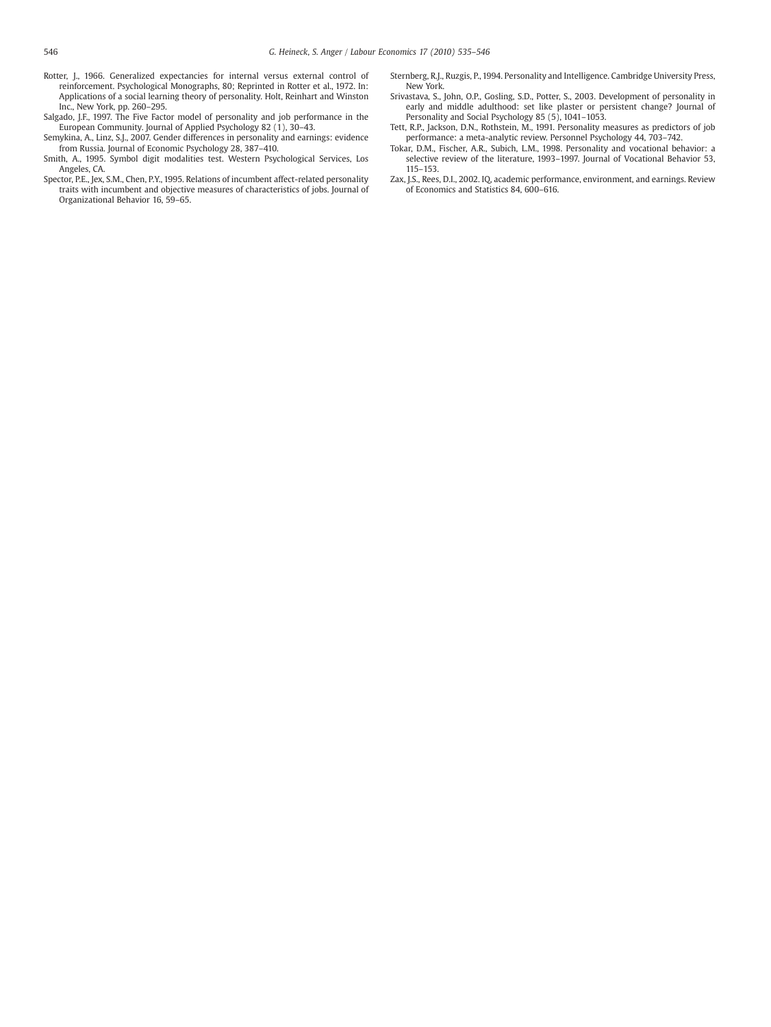Rotter, J., 1966. Generalized expectancies for internal versus external control of reinforcement. Psychological Monographs, 80; Reprinted in Rotter et al., 1972. In: Applications of a social learning theory of personality. Holt, Reinhart and Winston Inc., New York, pp. 260–295.

Salgado, J.F., 1997. The Five Factor model of personality and job performance in the European Community. Journal of Applied Psychology 82 (1), 30–43.

Semykina, A., Linz, S.J., 2007. Gender differences in personality and earnings: evidence from Russia. Journal of Economic Psychology 28, 387–410.

Smith, A., 1995. Symbol digit modalities test. Western Psychological Services, Los Angeles, CA.

Spector, P.E., Jex, S.M., Chen, P.Y., 1995. Relations of incumbent affect-related personality traits with incumbent and objective measures of characteristics of jobs. Journal of Organizational Behavior 16, 59–65.

Sternberg, R.J., Ruzgis, P., 1994. Personality and Intelligence. Cambridge University Press, New York.

Srivastava, S., John, O.P., Gosling, S.D., Potter, S., 2003. Development of personality in early and middle adulthood: set like plaster or persistent change? Journal of Personality and Social Psychology 85 (5), 1041–1053.

Tett, R.P., Jackson, D.N., Rothstein, M., 1991. Personality measures as predictors of job performance: a meta-analytic review. Personnel Psychology 44, 703–742.

Tokar, D.M., Fischer, A.R., Subich, L.M., 1998. Personality and vocational behavior: a selective review of the literature, 1993–1997. Journal of Vocational Behavior 53, 115–153.

Zax, J.S., Rees, D.I., 2002. IQ, academic performance, environment, and earnings. Review of Economics and Statistics 84, 600–616.